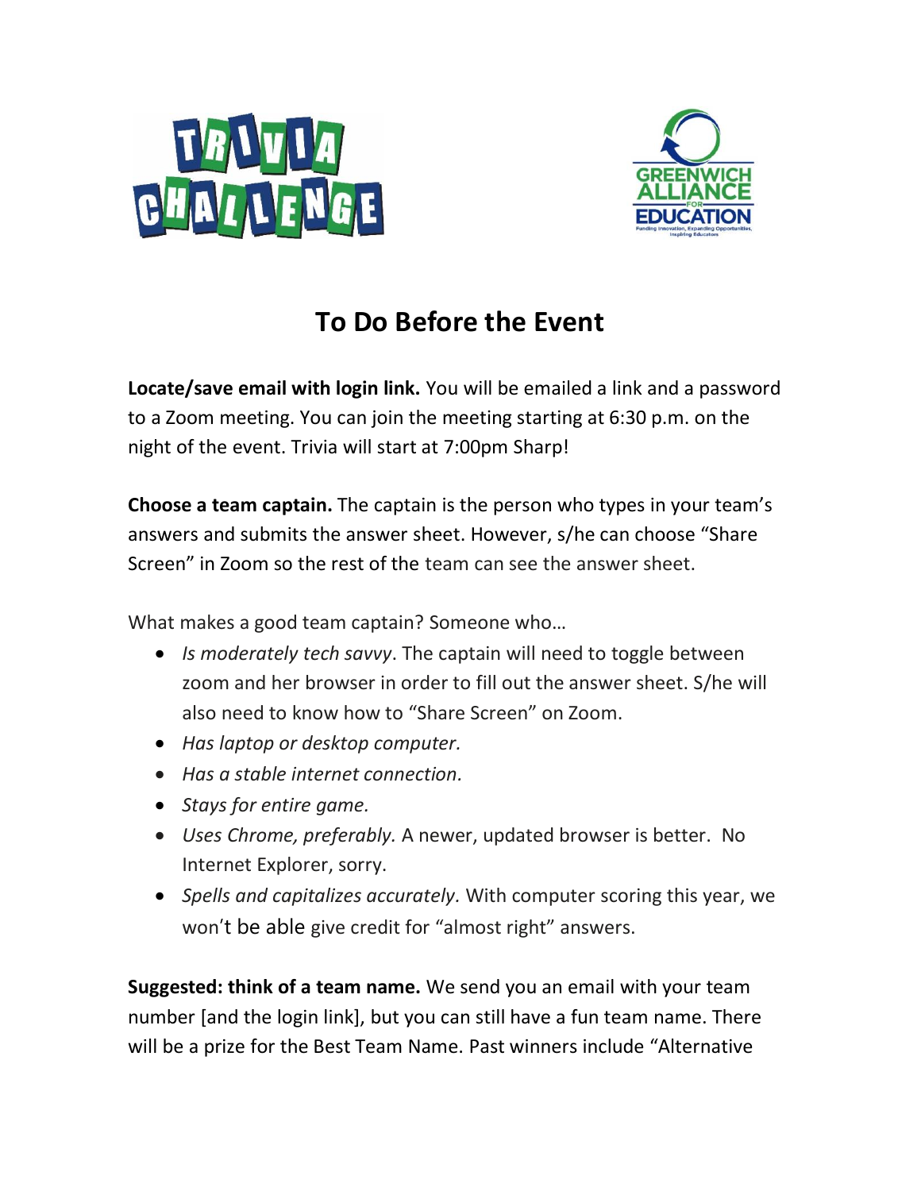# To Do Before the Event

**Locate/save email with login link.** You will be emailed a link and a password to a Zoom meeting. You can join the meeting starting at 6:30 p.m. on the night of the event. Trivia will start at 7:00pm Sharp!

**Choose a team captain.** The captain is the person who types in your team's answers and submits the answer sheet. However, s/he can choose "Share Screen" in Zoom so the rest of the team can see the answer sheet.

What makes a good team captain? Someone who…

- *Is moderately tech savvy*. The captain will need to toggle between zoom and her browser in order to fill out the answer sheet. S/he will also need to know how to "Share Screen" on Zoom.
- *Has laptop or desktop computer.*
- *Has a stable internet connection.*
- *Stays for entire game.*
- *Uses Chrome, preferably.* A newer, updated browser is better. No Internet Explorer, sorry.
- *Spells and capitalizes accurately.* With computer scoring this year, we won't be able give credit for "almost right" answers.

**Suggested: think of a team name.** We send you an email with your team number [and the login link], but you can still have a fun team name. There will be a prize for the Best Team Name. Past winners include "Alternative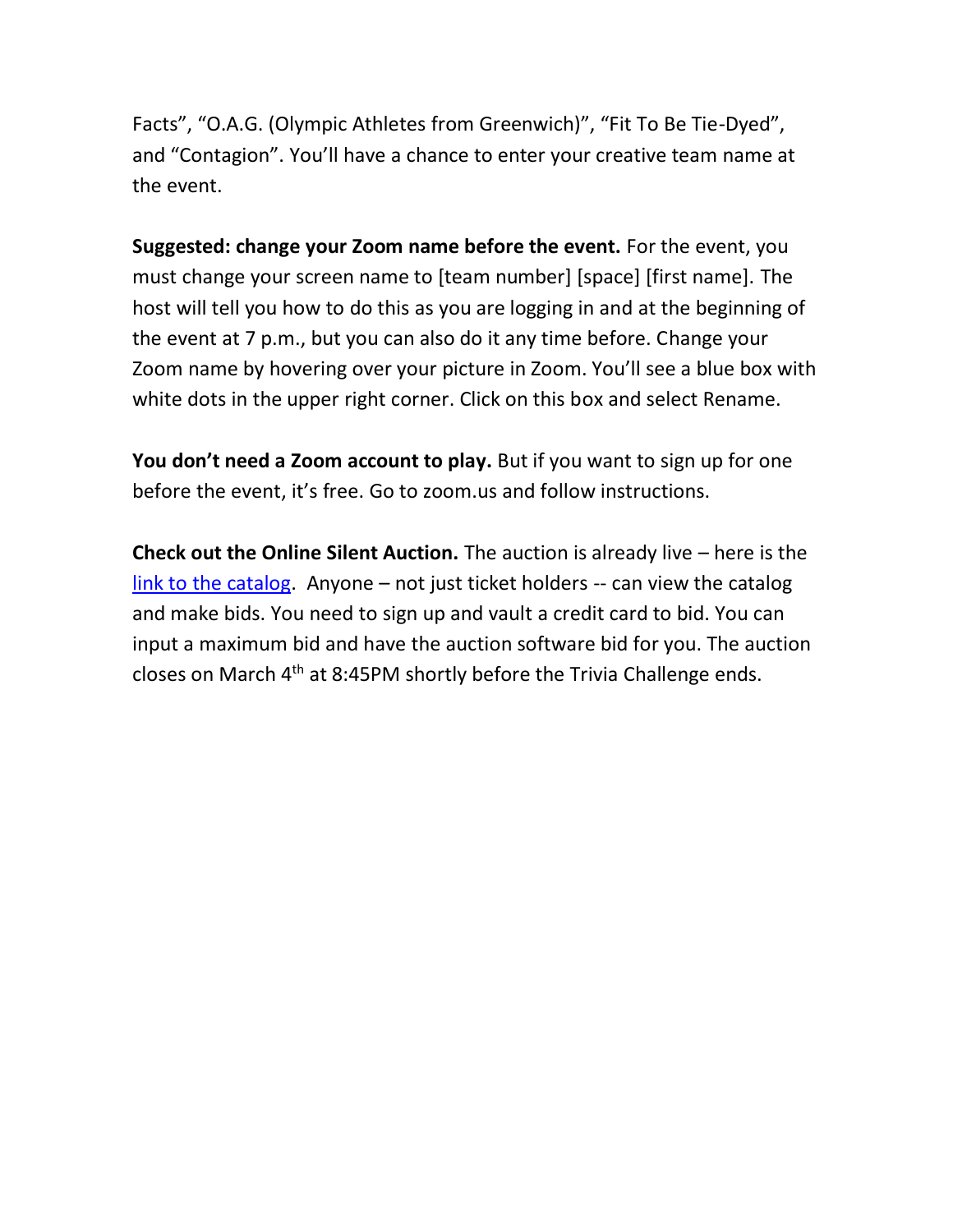Facts", "O.A.G. (Olympic Athletes from Greenwich)", "Fit To Be Tie-Dyed", and "Contagion". You'll have a chance to enter your creative team name at the event.

**Suggested: change your Zoom name before the event.** For the event, you must change your screen name to [team number] [space] [first name]. The host will tell you how to do this as you are logging in and at the beginning of the event at 7 p.m., but you can also do it any time before. Change your Zoom name by hovering over your picture in Zoom. You'll see a blue box with white dots in the upper right corner. Click on this box and select Rename.

**You don't need a Zoom account to play.** But if you want to sign up for one before the event, it's free. Go to zoom.us and follow instructions.

**Check out the Online Silent Auction.** The auction is already live – here is the link to the catalog. Anyone – not just ticket holders -- can view the catalog and make bids. You need to sign up and vault a credit card to bid. You can input a maximum bid and have the auction software bid for you. The auction closes on March 4th at 8:45PM shortly before the Trivia Challenge ends.